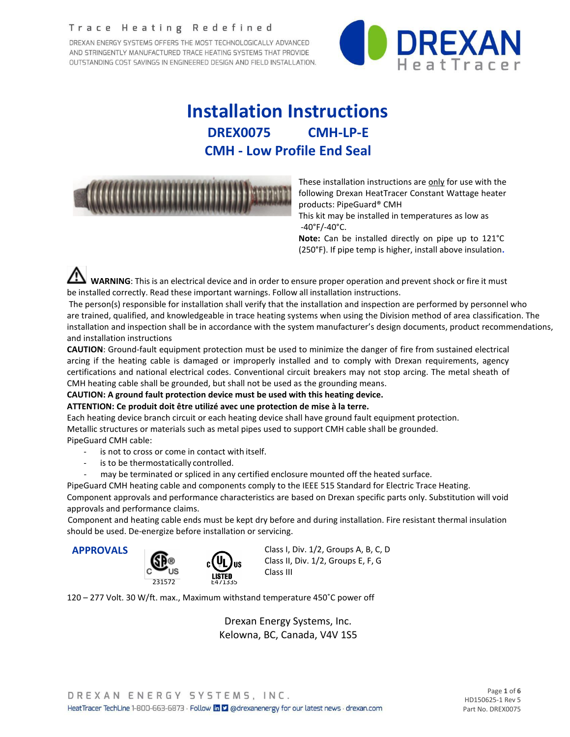Trace Heating Redefined

DREXAN ENERGY SYSTEMS OFFERS THE MOST TECHNOLOGICALLY ADVANCED AND STRINGENTLY MANUFACTURED TRACE HEATING SYSTEMS THAT PROVIDE OUTSTANDING COST SAVINGS IN ENGINEERED DESIGN AND FIELD INSTALLATION.

DREXAN HeatTracer

# Installation Instructions

## DREX0075 CMH-LP-E

## CMH - Low Profile End Seal

These installation instructions are only for use with the following Drexan HeatTracer Constant Wattage heater products: PipeGuard® CMH

This kit may be installed in temperatures as low as -40°F/-40°C.

**Note:** Can be installed directly on pipe up to 121°C (250°F). If pipe temp is higher, install above insulation.

**WARNING**: This is an electrical device and in order to ensure proper operation and prevent shock or fire it must be installed correctly. Read these important warnings. Follow all installation instructions.

The person(s) responsible for installation shall verify that the installation and inspection are performed by personnel who are trained, qualified, and knowledgeable in trace heating systems when using the Division method of area classification. The installation and inspection shall be in accordance with the system manufacturer's design documents, product recommendations, and installation instructions

**CAUTION**: Ground-fault equipment protection must be used to minimize the danger of fire from sustained electrical arcing if the heating cable is damaged or improperly installed and to comply with Drexan requirements, agency certifications and national electrical codes. Conventional circuit breakers may not stop arcing. The metal sheath of CMH heating cable shall be grounded, but shall not be used as the grounding means.

**CAUTION: A ground fault protection device must be used with this heating device.**

**ATTENTION: Ce produit doit être utilizé avec une protection de mise à la terre.**

Each heating device branch circuit or each heating device shall have ground fault equipment protection.

Metallic structures or materials such as metal pipes used to support CMH cable shall be grounded.

PipeGuard CMH cable:

- is not to cross or come in contact with itself.
- is to be thermostatically controlled.
- may be terminated or spliced in any certified enclosure mounted off the heated surface.

PipeGuard CMH heating cable and components comply to the IEEE 515 Standard for Electric Trace Heating.

Component approvals and performance characteristics are based on Drexan specific parts only. Substitution will void approvals and performance claims.

Component and heating cable ends must be kept dry before and during installation. Fire resistant thermal insulation should be used. De-energize before installation or servicing.

### APPROVALS

CSA C US 231572 — c UL us LISTED E471335

Class I, Div. 1/2, Groups A, B, C, D
Class II, Div. 1/2, Groups E, F, G
Class III

120 – 277 Volt. 30 W/ft. max., Maximum withstand temperature 450˚C power off

Drexan Energy Systems, Inc.
Kelowna, BC, Canada, V4V 1S5

DREXAN ENERGY SYSTEMS, INC.
HeatTracer TechLine 1-800-663-6873 · Follow @drexanenergy for our latest news · drexan.com

HD150625-1 Rev 5
Part No. DREX0075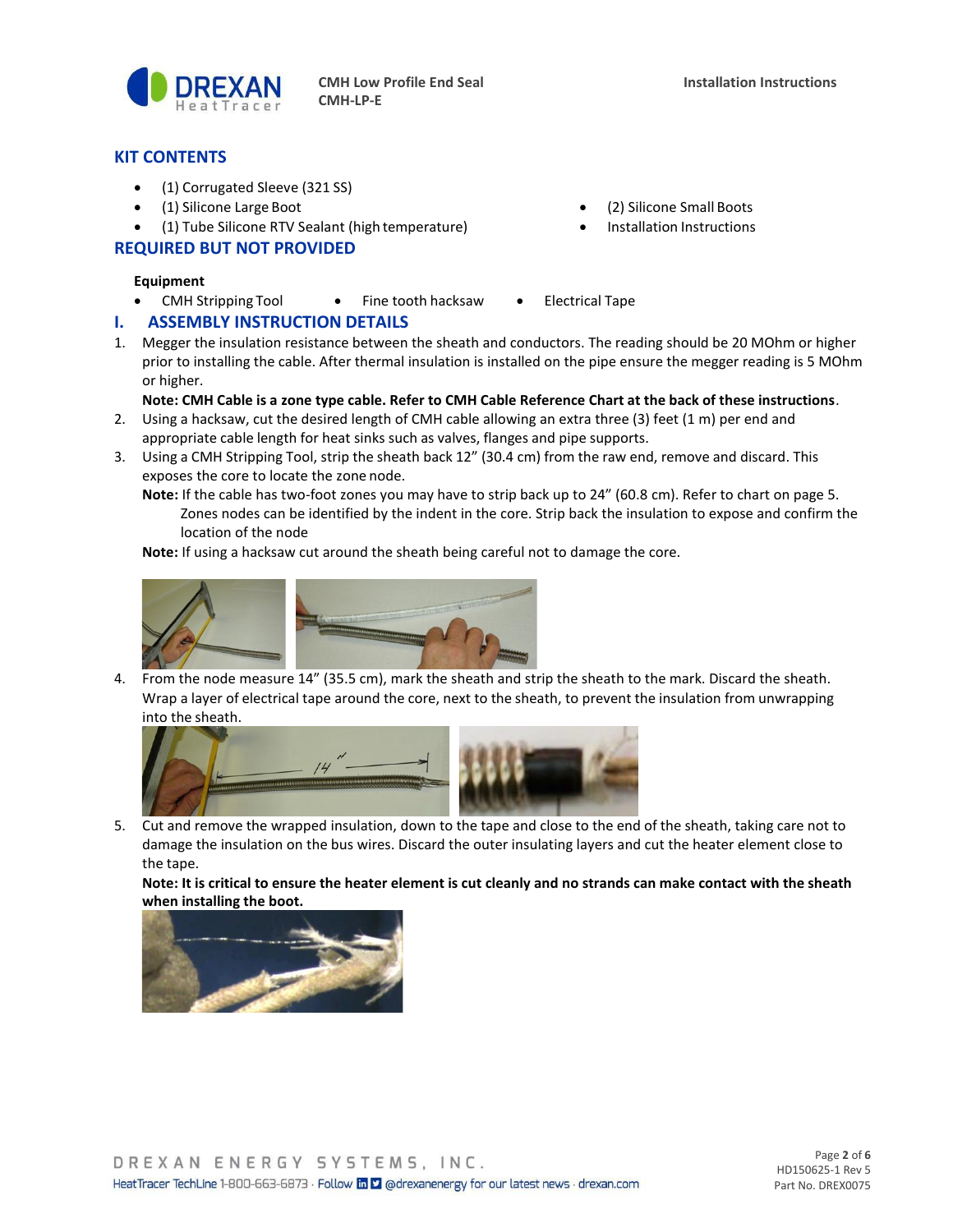CMH Low Profile End Seal
CMH-LP-E

Installation Instructions

## KIT CONTENTS

- (1) Corrugated Sleeve (321 SS)
- (1) Silicone Large Boot
- (1) Tube Silicone RTV Sealant (high temperature)
- (2) Silicone Small Boots
- Installation Instructions

## REQUIRED BUT NOT PROVIDED

**Equipment**

- CMH Stripping Tool
- Fine tooth hacksaw
- Electrical Tape

## I. ASSEMBLY INSTRUCTION DETAILS

1. Megger the insulation resistance between the sheath and conductors. The reading should be 20 MOhm or higher prior to installing the cable. After thermal insulation is installed on the pipe ensure the megger reading is 5 MOhm or higher.

   **Note: CMH Cable is a zone type cable. Refer to CMH Cable Reference Chart at the back of these instructions**.

2. Using a hacksaw, cut the desired length of CMH cable allowing an extra three (3) feet (1 m) per end and appropriate cable length for heat sinks such as valves, flanges and pipe supports.

3. Using a CMH Stripping Tool, strip the sheath back 12" (30.4 cm) from the raw end, remove and discard. This exposes the core to locate the zone node.

   **Note:** If the cable has two-foot zones you may have to strip back up to 24" (60.8 cm). Refer to chart on page 5. Zones nodes can be identified by the indent in the core. Strip back the insulation to expose and confirm the location of the node

   **Note:** If using a hacksaw cut around the sheath being careful not to damage the core.

4. From the node measure 14" (35.5 cm), mark the sheath and strip the sheath to the mark. Discard the sheath. Wrap a layer of electrical tape around the core, next to the sheath, to prevent the insulation from unwrapping into the sheath.

5. Cut and remove the wrapped insulation, down to the tape and close to the end of the sheath, taking care not to damage the insulation on the bus wires. Discard the outer insulating layers and cut the heater element close to the tape.

   **Note: It is critical to ensure the heater element is cut cleanly and no strands can make contact with the sheath when installing the boot.**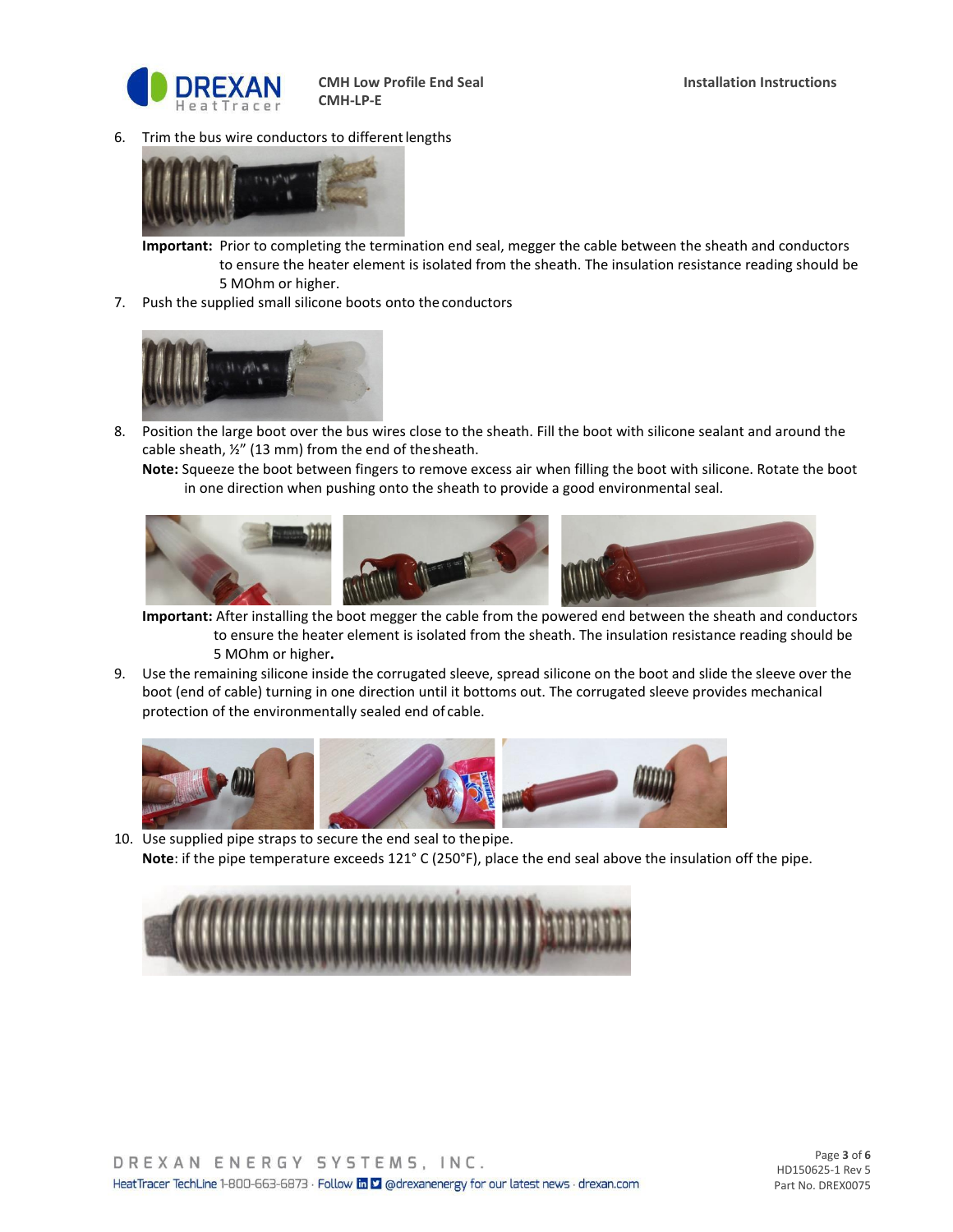6. Trim the bus wire conductors to different lengths

   **Important:** Prior to completing the termination end seal, megger the cable between the sheath and conductors to ensure the heater element is isolated from the sheath. The insulation resistance reading should be 5 MOhm or higher.

7. Push the supplied small silicone boots onto the conductors

8. Position the large boot over the bus wires close to the sheath. Fill the boot with silicone sealant and around the cable sheath, ½" (13 mm) from the end of the sheath.

   **Note:** Squeeze the boot between fingers to remove excess air when filling the boot with silicone. Rotate the boot in one direction when pushing onto the sheath to provide a good environmental seal.

   **Important:** After installing the boot megger the cable from the powered end between the sheath and conductors to ensure the heater element is isolated from the sheath. The insulation resistance reading should be 5 MOhm or higher**.**

9. Use the remaining silicone inside the corrugated sleeve, spread silicone on the boot and slide the sleeve over the boot (end of cable) turning in one direction until it bottoms out. The corrugated sleeve provides mechanical protection of the environmentally sealed end of cable.

10. Use supplied pipe straps to secure the end seal to the pipe.

    **Note**: if the pipe temperature exceeds 121° C (250°F), place the end seal above the insulation off the pipe.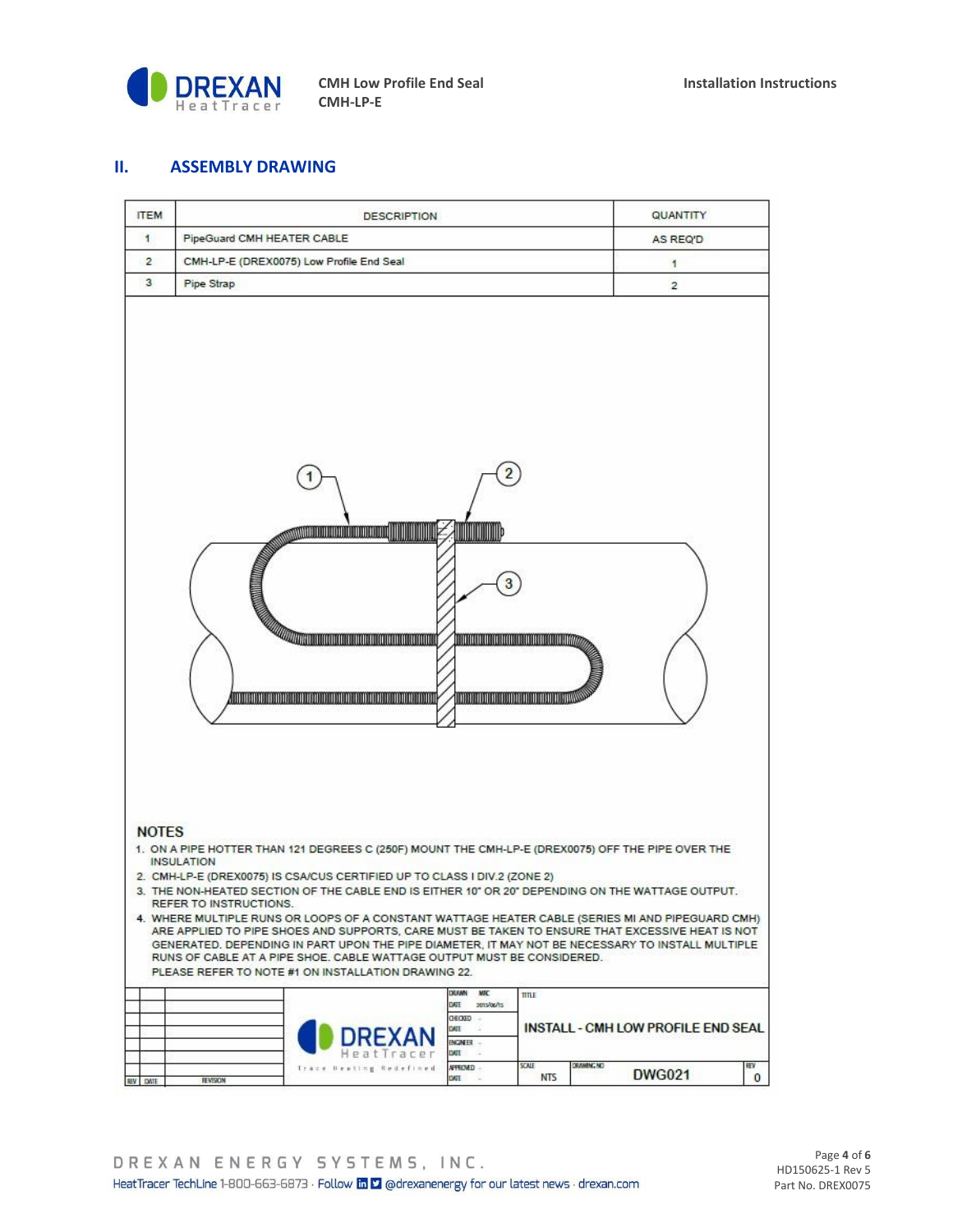## II. ASSEMBLY DRAWING

| ITEM | DESCRIPTION | QUANTITY |
|---|---|---|
| 1 | PipeGuard CMH HEATER CABLE | AS REQ'D |
| 2 | CMH-LP-E (DREX0075) Low Profile End Seal | 1 |
| 3 | Pipe Strap | 2 |

**NOTES**

1. ON A PIPE HOTTER THAN 121 DEGREES C (250F) MOUNT THE CMH-LP-E (DREX0075) OFF THE PIPE OVER THE INSULATION
2. CMH-LP-E (DREX0075) IS CSA/CUS CERTIFIED UP TO CLASS I DIV.2 (ZONE 2)
3. THE NON-HEATED SECTION OF THE CABLE END IS EITHER 10" OR 20" DEPENDING ON THE WATTAGE OUTPUT. REFER TO INSTRUCTIONS.
4. WHERE MULTIPLE RUNS OR LOOPS OF A CONSTANT WATTAGE HEATER CABLE (SERIES MI AND PIPEGUARD CMH) ARE APPLIED TO PIPE SHOES AND SUPPORTS, CARE MUST BE TAKEN TO ENSURE THAT EXCESSIVE HEAT IS NOT GENERATED. DEPENDING IN PART UPON THE PIPE DIAMETER, IT MAY NOT BE NECESSARY TO INSTALL MULTIPLE RUNS OF CABLE AT A PIPE SHOE. CABLE WATTAGE OUTPUT MUST BE CONSIDERED.
   PLEASE REFER TO NOTE #1 ON INSTALLATION DRAWING 22.

| DRAWN | MRC | TITLE | |
|---|---|---|---|
| DATE | 2015/06/15 | INSTALL - CMH LOW PROFILE END SEAL | |
| CHECKED | - | | |
| DATE | - | | |
| ENGINEER | - | | |
| DATE | - | | |
| APPROVED | - | SCALE: NTS | DRAWING NO: DWG021 — REV: 0 |
| DATE | - | | |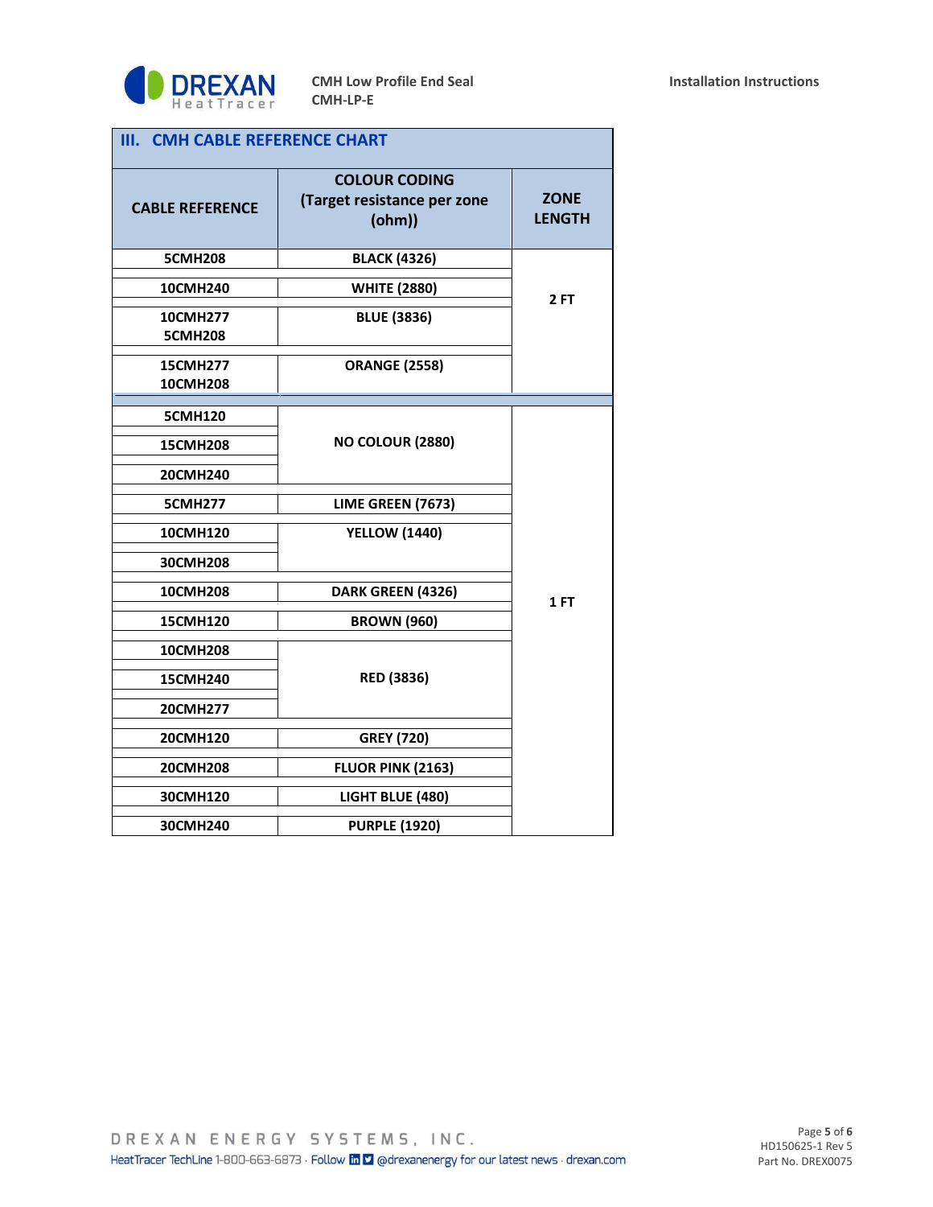## III. CMH CABLE REFERENCE CHART

| CABLE REFERENCE | COLOUR CODING (Target resistance per zone (ohm)) | ZONE LENGTH |
|---|---|---|
| 5CMH208 | BLACK (4326) | 2 FT |
| 10CMH240 | WHITE (2880) | |
| 10CMH277<br>5CMH208 | BLUE (3836) | |
| 15CMH277<br>10CMH208 | ORANGE (2558) | |
| 5CMH120 | NO COLOUR (2880) | 1 FT |
| 15CMH208 | | |
| 20CMH240 | | |
| 5CMH277 | LIME GREEN (7673) | |
| 10CMH120 | YELLOW (1440) | |
| 30CMH208 | | |
| 10CMH208 | DARK GREEN (4326) | |
| 15CMH120 | BROWN (960) | |
| 10CMH208 | RED (3836) | |
| 15CMH240 | | |
| 20CMH277 | | |
| 20CMH120 | GREY (720) | |
| 20CMH208 | FLUOR PINK (2163) | |
| 30CMH120 | LIGHT BLUE (480) | |
| 30CMH240 | PURPLE (1920) | |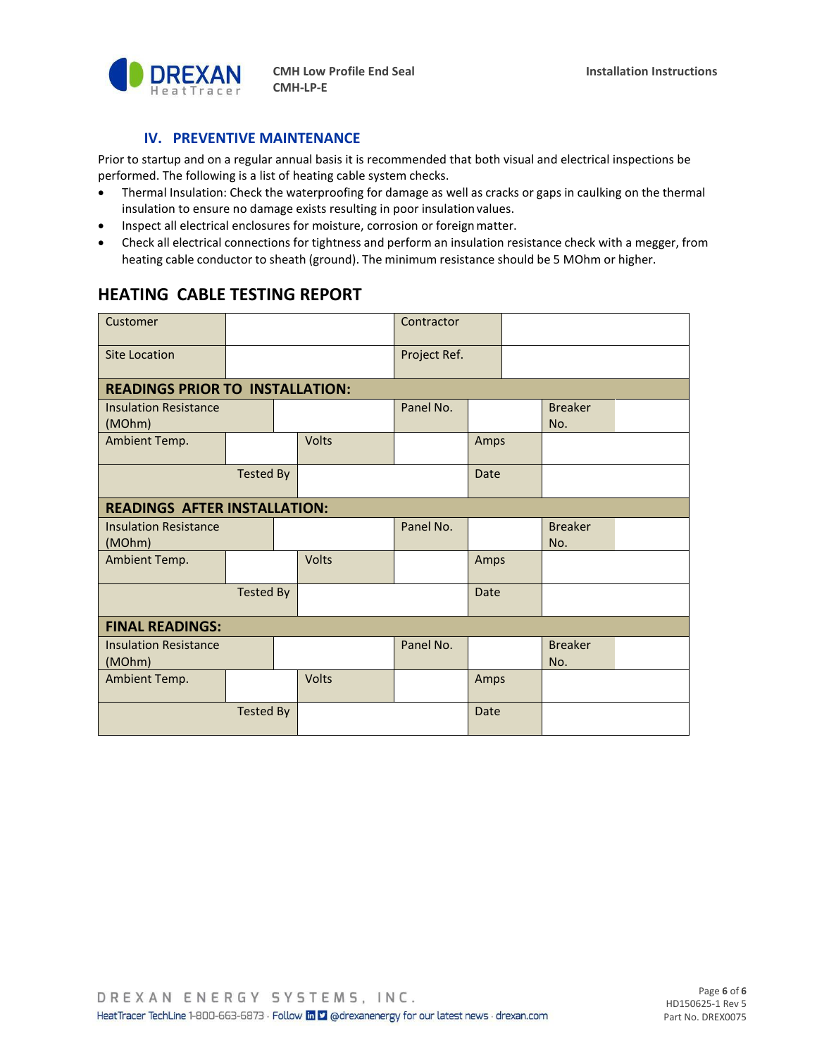### IV. PREVENTIVE MAINTENANCE

Prior to startup and on a regular annual basis it is recommended that both visual and electrical inspections be performed. The following is a list of heating cable system checks.

- Thermal Insulation: Check the waterproofing for damage as well as cracks or gaps in caulking on the thermal insulation to ensure no damage exists resulting in poor insulation values.
- Inspect all electrical enclosures for moisture, corrosion or foreign matter.
- Check all electrical connections for tightness and perform an insulation resistance check with a megger, from heating cable conductor to sheath (ground). The minimum resistance should be 5 MOhm or higher.

## HEATING CABLE TESTING REPORT

| | | | |
|---|---|---|---|
| Customer | | Contractor | |
| Site Location | | Project Ref. | |

| | | | | | |
|---|---|---|---|---|---|
| **READINGS PRIOR TO INSTALLATION:** | | | | | |
| Insulation Resistance (MOhm) | | Panel No. | | Breaker No. | |
| Ambient Temp. | | Volts | | Amps | |
| Tested By | | | | Date | |
| **READINGS AFTER INSTALLATION:** | | | | | |
| Insulation Resistance (MOhm) | | Panel No. | | Breaker No. | |
| Ambient Temp. | | Volts | | Amps | |
| Tested By | | | | Date | |
| **FINAL READINGS:** | | | | | |
| Insulation Resistance (MOhm) | | Panel No. | | Breaker No. | |
| Ambient Temp. | | Volts | | Amps | |
| Tested By | | | | Date | |